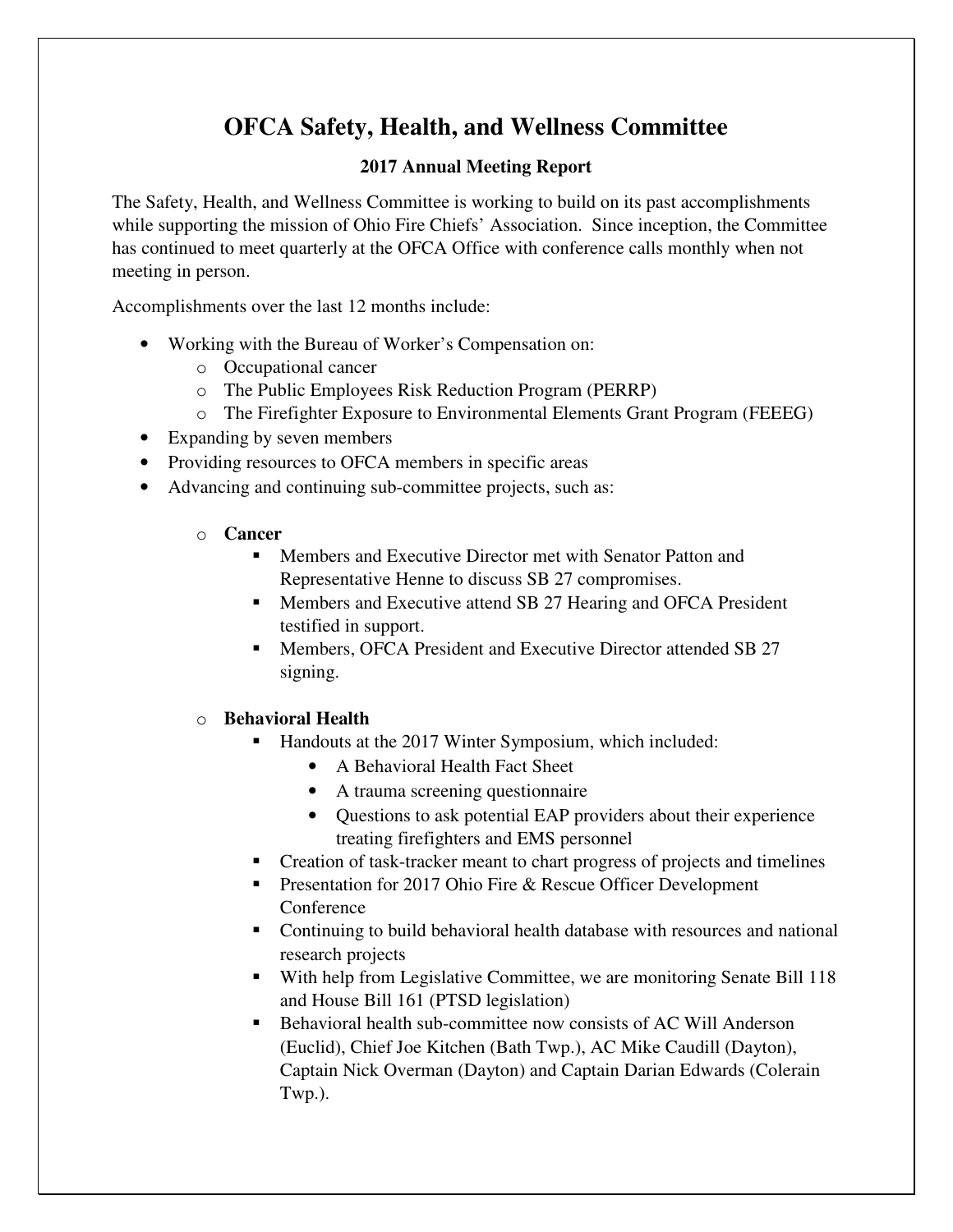# OFCA Safety, Health, and Wellness Committee

## 2017 Annual Meeting Report

The Safety, Health, and Wellness Committee is working to build on its past accomplishments while supporting the mission of Ohio Fire Chiefs' Association. Since inception, the Committee has continued to meet quarterly at the OFCA Office with conference calls monthly when not meeting in person.

Accomplishments over the last 12 months include:

- Working with the Bureau of Worker's Compensation on:
  - Occupational cancer
  - The Public Employees Risk Reduction Program (PERRP)
  - The Firefighter Exposure to Environmental Elements Grant Program (FEEEG)
- Expanding by seven members
- Providing resources to OFCA members in specific areas
- Advancing and continuing sub-committee projects, such as:
  - **Cancer**
    - Members and Executive Director met with Senator Patton and Representative Henne to discuss SB 27 compromises.
    - Members and Executive attend SB 27 Hearing and OFCA President testified in support.
    - Members, OFCA President and Executive Director attended SB 27 signing.
  - **Behavioral Health**
    - Handouts at the 2017 Winter Symposium, which included:
      - A Behavioral Health Fact Sheet
      - A trauma screening questionnaire
      - Questions to ask potential EAP providers about their experience treating firefighters and EMS personnel
    - Creation of task-tracker meant to chart progress of projects and timelines
    - Presentation for 2017 Ohio Fire & Rescue Officer Development Conference
    - Continuing to build behavioral health database with resources and national research projects
    - With help from Legislative Committee, we are monitoring Senate Bill 118 and House Bill 161 (PTSD legislation)
    - Behavioral health sub-committee now consists of AC Will Anderson (Euclid), Chief Joe Kitchen (Bath Twp.), AC Mike Caudill (Dayton), Captain Nick Overman (Dayton) and Captain Darian Edwards (Colerain Twp.).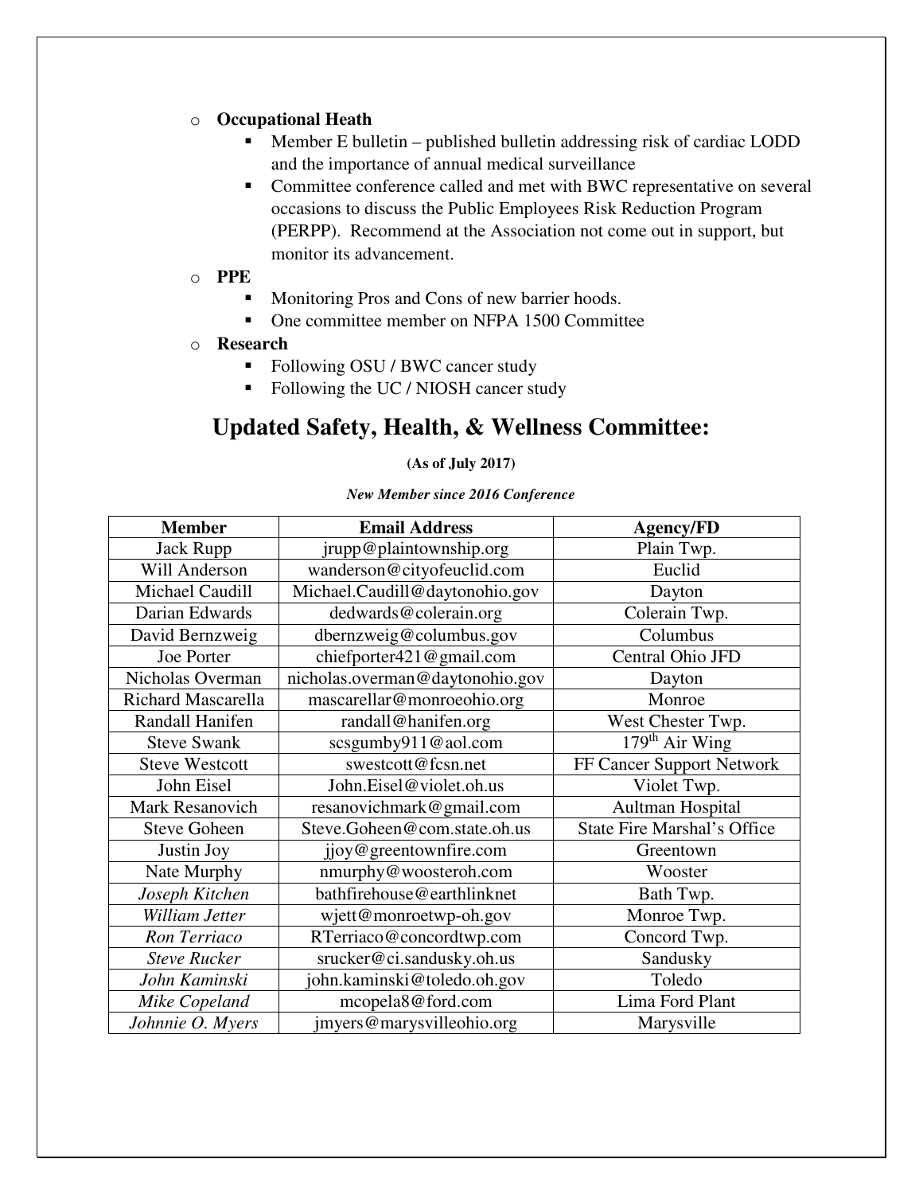- **Occupational Heath**
    - Member E bulletin – published bulletin addressing risk of cardiac LODD and the importance of annual medical surveillance
    - Committee conference called and met with BWC representative on several occasions to discuss the Public Employees Risk Reduction Program (PERPP). Recommend at the Association not come out in support, but monitor its advancement.
- **PPE**
    - Monitoring Pros and Cons of new barrier hoods.
    - One committee member on NFPA 1500 Committee
- **Research**
    - Following OSU / BWC cancer study
    - Following the UC / NIOSH cancer study

## Updated Safety, Health, & Wellness Committee:

**(As of July 2017)**

***New Member since 2016 Conference***

| Member | Email Address | Agency/FD |
|---|---|---|
| Jack Rupp | jrupp@plaintownship.org | Plain Twp. |
| Will Anderson | wanderson@cityofeuclid.com | Euclid |
| Michael Caudill | Michael.Caudill@daytonohio.gov | Dayton |
| Darian Edwards | dedwards@colerain.org | Colerain Twp. |
| David Bernzweig | dbernzweig@columbus.gov | Columbus |
| Joe Porter | chiefporter421@gmail.com | Central Ohio JFD |
| Nicholas Overman | nicholas.overman@daytonohio.gov | Dayton |
| Richard Mascarella | mascarellar@monroeohio.org | Monroe |
| Randall Hanifen | randall@hanifen.org | West Chester Twp. |
| Steve Swank | scsgumby911@aol.com | 179th Air Wing |
| Steve Westcott | swestcott@fcsn.net | FF Cancer Support Network |
| John Eisel | John.Eisel@violet.oh.us | Violet Twp. |
| Mark Resanovich | resanovichmark@gmail.com | Aultman Hospital |
| Steve Goheen | Steve.Goheen@com.state.oh.us | State Fire Marshal's Office |
| Justin Joy | jjoy@greentownfire.com | Greentown |
| Nate Murphy | nmurphy@woosteroh.com | Wooster |
| *Joseph Kitchen* | bathfirehouse@earthlinknet | Bath Twp. |
| *William Jetter* | wjett@monroetwp-oh.gov | Monroe Twp. |
| *Ron Terriaco* | RTerriaco@concordtwp.com | Concord Twp. |
| *Steve Rucker* | srucker@ci.sandusky.oh.us | Sandusky |
| *John Kaminski* | john.kaminski@toledo.oh.gov | Toledo |
| *Mike Copeland* | mcopela8@ford.com | Lima Ford Plant |
| *Johnnie O. Myers* | jmyers@marysvilleohio.org | Marysville |